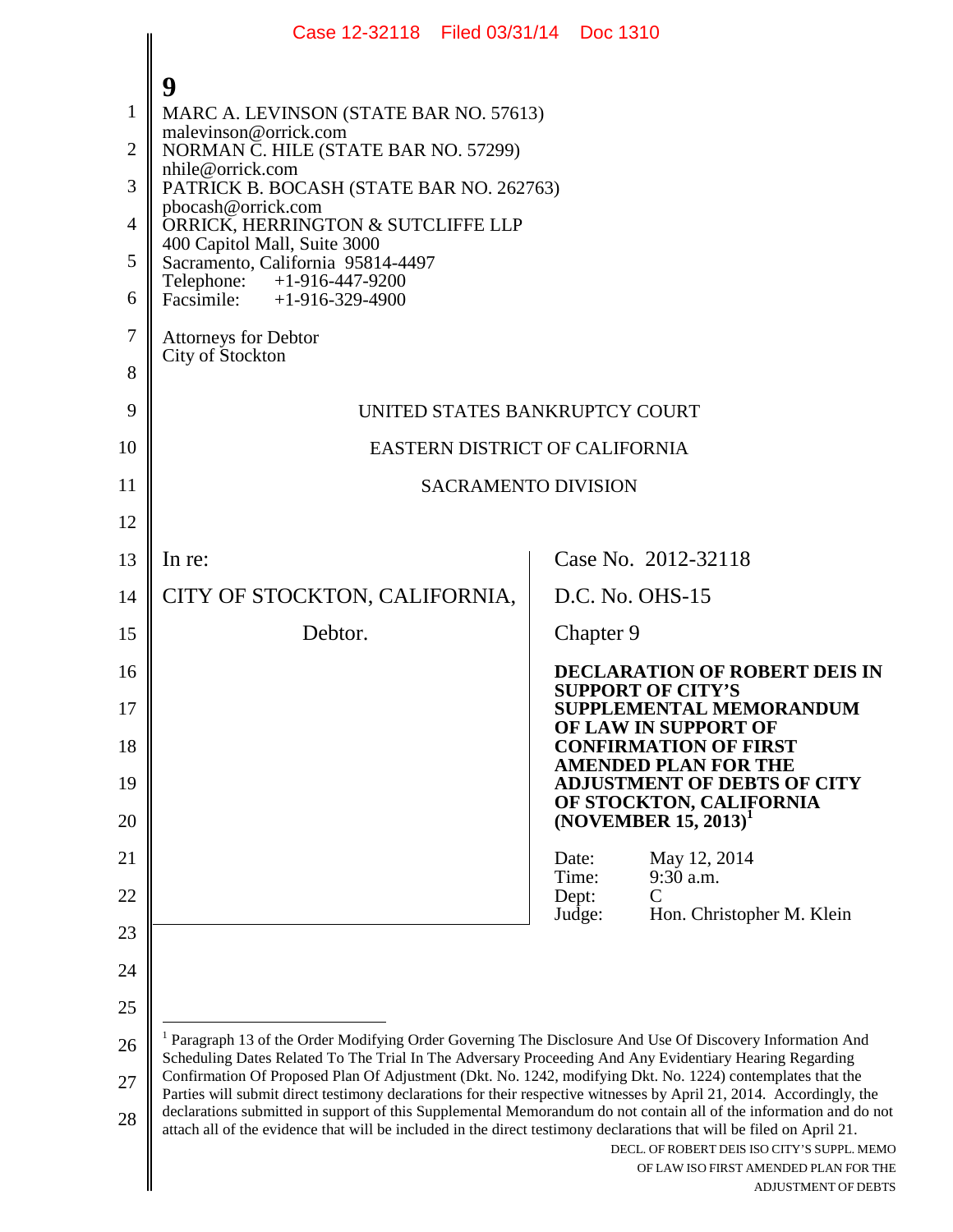MARC A. LEVINSON (STATE BAR NO. 57613)
malevinson@orrick.com
NORMAN C. HILE (STATE BAR NO. 57299)
nhile@orrick.com
PATRICK B. BOCASH (STATE BAR NO. 262763)
pbocash@orrick.com
ORRICK, HERRINGTON & SUTCLIFFE LLP
400 Capitol Mall, Suite 3000
Sacramento, California 95814-4497
Telephone: +1-916-447-9200
Facsimile: +1-916-329-4900

Attorneys for Debtor
City of Stockton

UNITED STATES BANKRUPTCY COURT

EASTERN DISTRICT OF CALIFORNIA

SACRAMENTO DIVISION

| | |
|---|---|
| In re:<br><br>CITY OF STOCKTON, CALIFORNIA,<br><br>Debtor. | Case No. 2012-32118<br><br>D.C. No. OHS-15<br><br>Chapter 9<br><br>**DECLARATION OF ROBERT DEIS IN SUPPORT OF CITY'S SUPPLEMENTAL MEMORANDUM OF LAW IN SUPPORT OF CONFIRMATION OF FIRST AMENDED PLAN FOR THE ADJUSTMENT OF DEBTS OF CITY OF STOCKTON, CALIFORNIA (NOVEMBER 15, 2013)**[1]<br><br>Date: May 12, 2014<br>Time: 9:30 a.m.<br>Dept: C<br>Judge: Hon. Christopher M. Klein |

[1] Paragraph 13 of the Order Modifying Order Governing The Disclosure And Use Of Discovery Information And Scheduling Dates Related To The Trial In The Adversary Proceeding And Any Evidentiary Hearing Regarding Confirmation Of Proposed Plan Of Adjustment (Dkt. No. 1242, modifying Dkt. No. 1224) contemplates that the Parties will submit direct testimony declarations for their respective witnesses by April 21, 2014. Accordingly, the declarations submitted in support of this Supplemental Memorandum do not contain all of the information and do not attach all of the evidence that will be included in the direct testimony declarations that will be filed on April 21.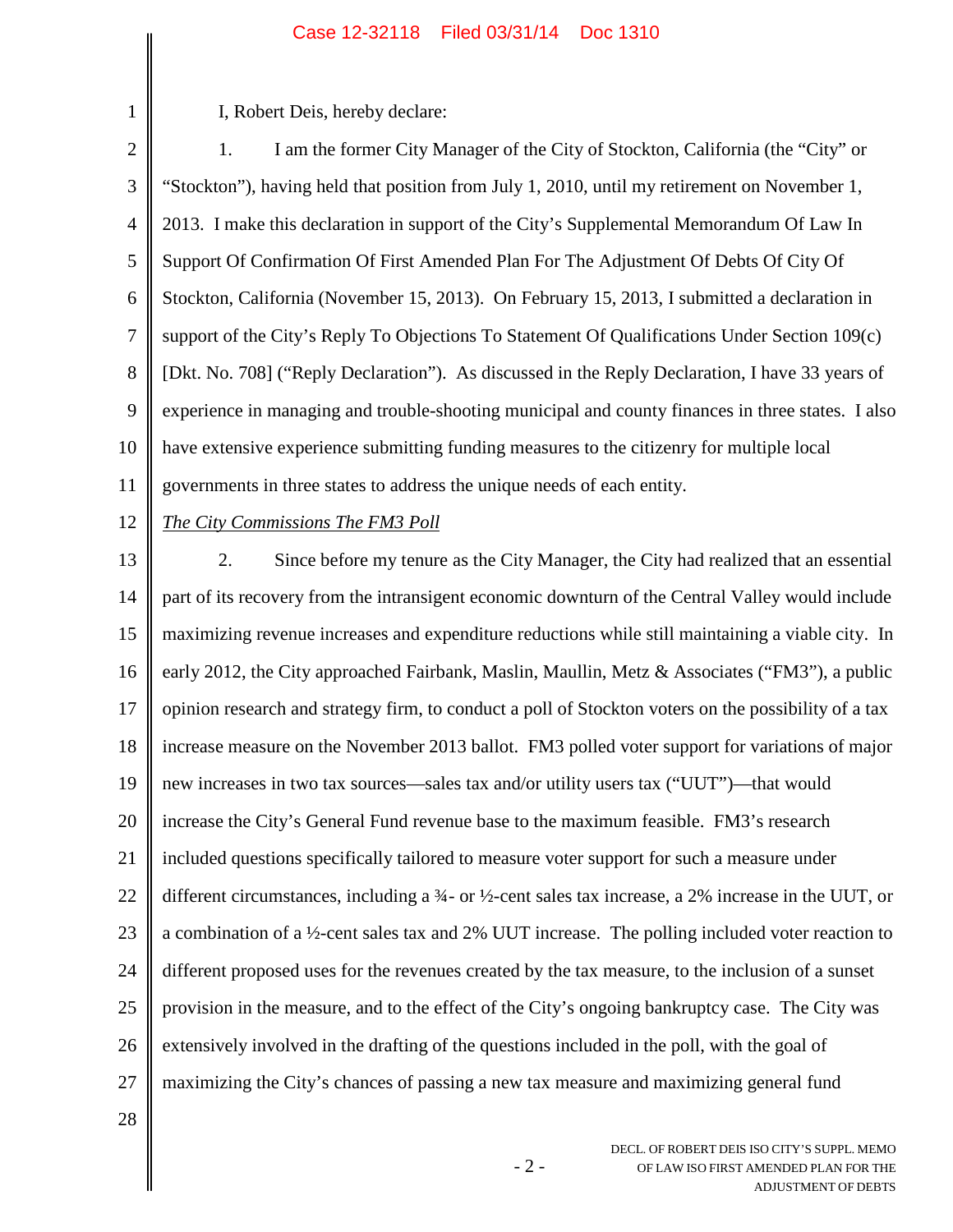I, Robert Deis, hereby declare:

1. I am the former City Manager of the City of Stockton, California (the "City" or "Stockton"), having held that position from July 1, 2010, until my retirement on November 1, 2013. I make this declaration in support of the City's Supplemental Memorandum Of Law In Support Of Confirmation Of First Amended Plan For The Adjustment Of Debts Of City Of Stockton, California (November 15, 2013). On February 15, 2013, I submitted a declaration in support of the City's Reply To Objections To Statement Of Qualifications Under Section 109(c) [Dkt. No. 708] ("Reply Declaration"). As discussed in the Reply Declaration, I have 33 years of experience in managing and trouble-shooting municipal and county finances in three states. I also have extensive experience submitting funding measures to the citizenry for multiple local governments in three states to address the unique needs of each entity.

*The City Commissions The FM3 Poll*

2. Since before my tenure as the City Manager, the City had realized that an essential part of its recovery from the intransigent economic downturn of the Central Valley would include maximizing revenue increases and expenditure reductions while still maintaining a viable city. In early 2012, the City approached Fairbank, Maslin, Maullin, Metz & Associates ("FM3"), a public opinion research and strategy firm, to conduct a poll of Stockton voters on the possibility of a tax increase measure on the November 2013 ballot. FM3 polled voter support for variations of major new increases in two tax sources—sales tax and/or utility users tax ("UUT")—that would increase the City's General Fund revenue base to the maximum feasible. FM3's research included questions specifically tailored to measure voter support for such a measure under different circumstances, including a ¾- or ½-cent sales tax increase, a 2% increase in the UUT, or a combination of a ½-cent sales tax and 2% UUT increase. The polling included voter reaction to different proposed uses for the revenues created by the tax measure, to the inclusion of a sunset provision in the measure, and to the effect of the City's ongoing bankruptcy case. The City was extensively involved in the drafting of the questions included in the poll, with the goal of maximizing the City's chances of passing a new tax measure and maximizing general fund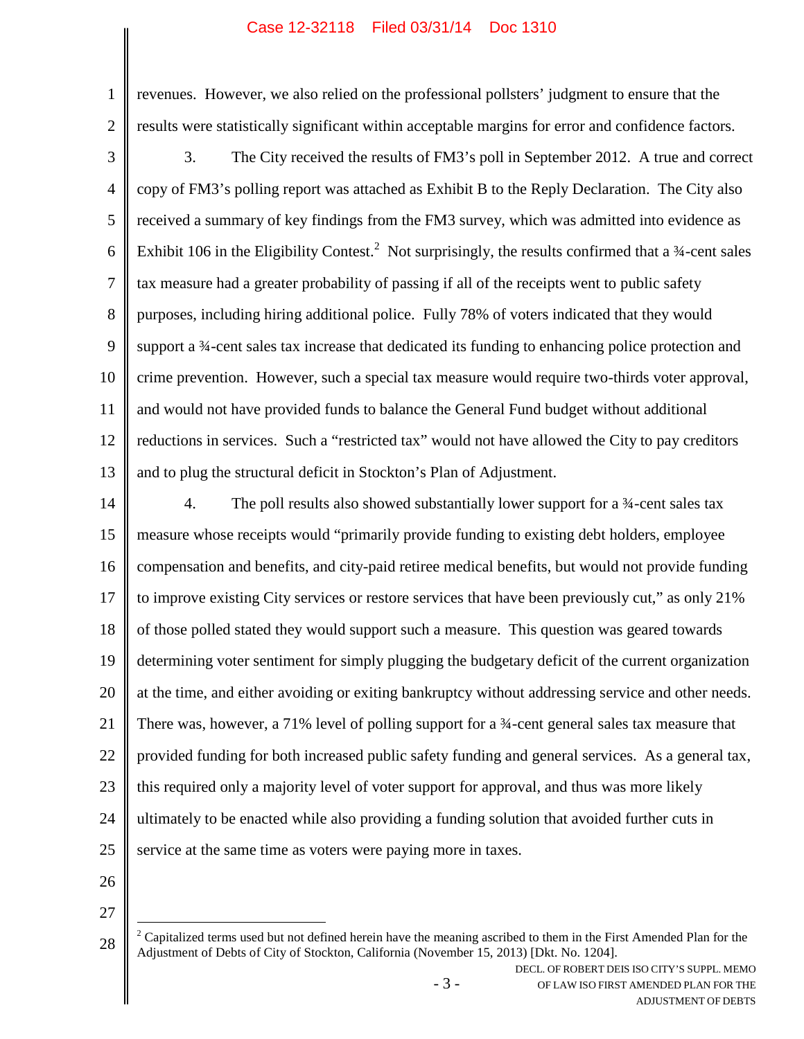revenues. However, we also relied on the professional pollsters' judgment to ensure that the results were statistically significant within acceptable margins for error and confidence factors.

3. The City received the results of FM3's poll in September 2012. A true and correct copy of FM3's polling report was attached as Exhibit B to the Reply Declaration. The City also received a summary of key findings from the FM3 survey, which was admitted into evidence as Exhibit 106 in the Eligibility Contest.[2] Not surprisingly, the results confirmed that a ¾-cent sales tax measure had a greater probability of passing if all of the receipts went to public safety purposes, including hiring additional police. Fully 78% of voters indicated that they would support a ¾-cent sales tax increase that dedicated its funding to enhancing police protection and crime prevention. However, such a special tax measure would require two-thirds voter approval, and would not have provided funds to balance the General Fund budget without additional reductions in services. Such a "restricted tax" would not have allowed the City to pay creditors and to plug the structural deficit in Stockton's Plan of Adjustment.

4. The poll results also showed substantially lower support for a ¾-cent sales tax measure whose receipts would "primarily provide funding to existing debt holders, employee compensation and benefits, and city-paid retiree medical benefits, but would not provide funding to improve existing City services or restore services that have been previously cut," as only 21% of those polled stated they would support such a measure. This question was geared towards determining voter sentiment for simply plugging the budgetary deficit of the current organization at the time, and either avoiding or exiting bankruptcy without addressing service and other needs. There was, however, a 71% level of polling support for a ¾-cent general sales tax measure that provided funding for both increased public safety funding and general services. As a general tax, this required only a majority level of voter support for approval, and thus was more likely ultimately to be enacted while also providing a funding solution that avoided further cuts in service at the same time as voters were paying more in taxes.

---

[2] Capitalized terms used but not defined herein have the meaning ascribed to them in the First Amended Plan for the Adjustment of Debts of City of Stockton, California (November 15, 2013) [Dkt. No. 1204].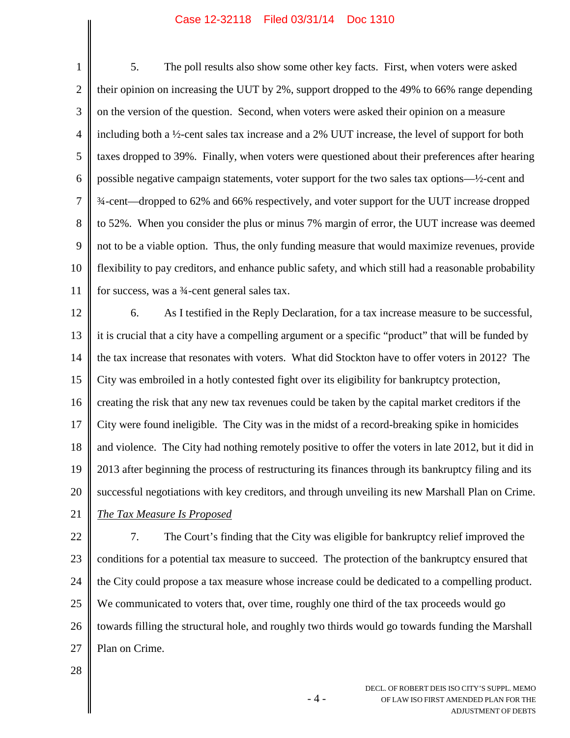5. The poll results also show some other key facts. First, when voters were asked their opinion on increasing the UUT by 2%, support dropped to the 49% to 66% range depending on the version of the question. Second, when voters were asked their opinion on a measure including both a ½-cent sales tax increase and a 2% UUT increase, the level of support for both taxes dropped to 39%. Finally, when voters were questioned about their preferences after hearing possible negative campaign statements, voter support for the two sales tax options—½-cent and ¾-cent—dropped to 62% and 66% respectively, and voter support for the UUT increase dropped to 52%. When you consider the plus or minus 7% margin of error, the UUT increase was deemed not to be a viable option. Thus, the only funding measure that would maximize revenues, provide flexibility to pay creditors, and enhance public safety, and which still had a reasonable probability for success, was a ¾-cent general sales tax.

6. As I testified in the Reply Declaration, for a tax increase measure to be successful, it is crucial that a city have a compelling argument or a specific "product" that will be funded by the tax increase that resonates with voters. What did Stockton have to offer voters in 2012? The City was embroiled in a hotly contested fight over its eligibility for bankruptcy protection, creating the risk that any new tax revenues could be taken by the capital market creditors if the City were found ineligible. The City was in the midst of a record-breaking spike in homicides and violence. The City had nothing remotely positive to offer the voters in late 2012, but it did in 2013 after beginning the process of restructuring its finances through its bankruptcy filing and its successful negotiations with key creditors, and through unveiling its new Marshall Plan on Crime.

*The Tax Measure Is Proposed*

7. The Court's finding that the City was eligible for bankruptcy relief improved the conditions for a potential tax measure to succeed. The protection of the bankruptcy ensured that the City could propose a tax measure whose increase could be dedicated to a compelling product. We communicated to voters that, over time, roughly one third of the tax proceeds would go towards filling the structural hole, and roughly two thirds would go towards funding the Marshall Plan on Crime.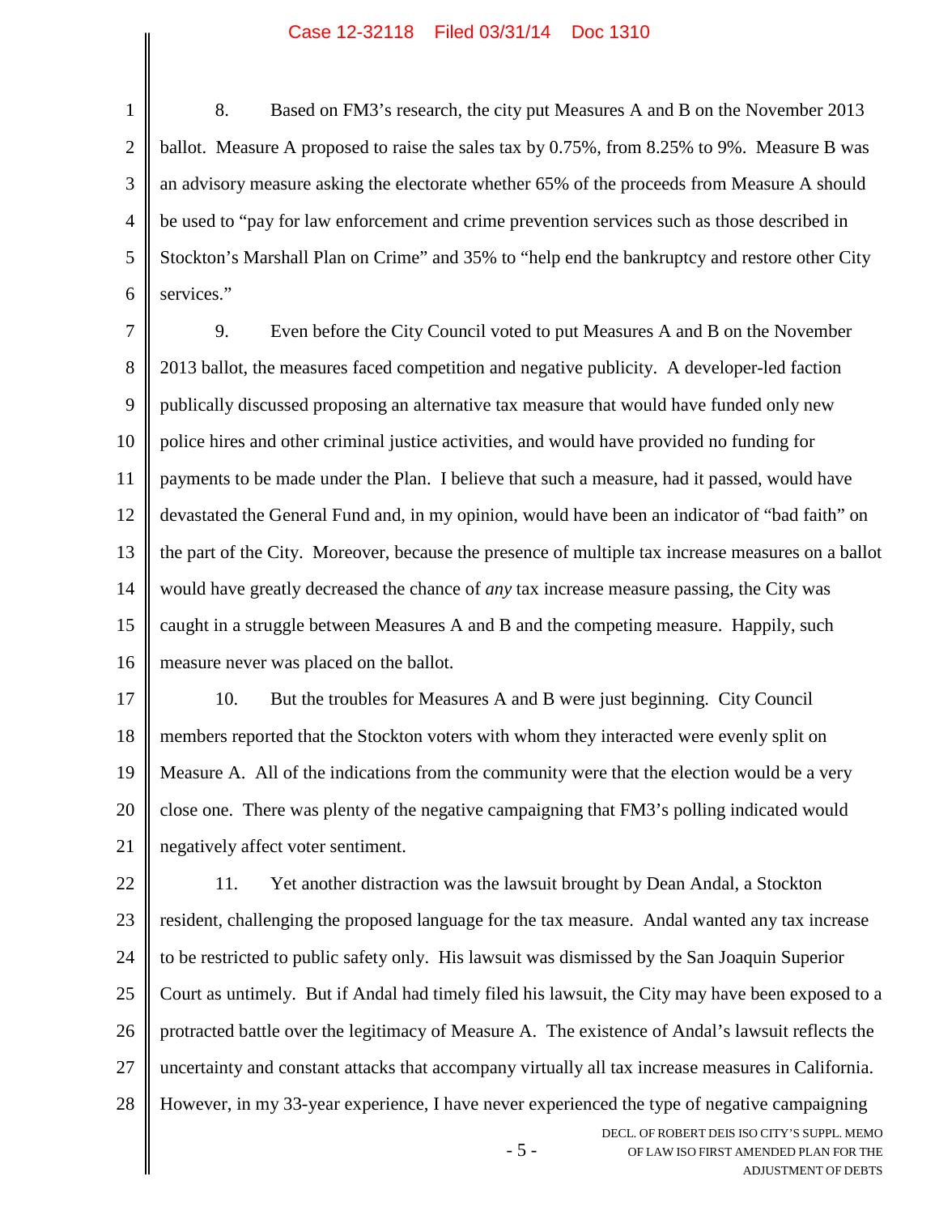8. Based on FM3's research, the city put Measures A and B on the November 2013 ballot. Measure A proposed to raise the sales tax by 0.75%, from 8.25% to 9%. Measure B was an advisory measure asking the electorate whether 65% of the proceeds from Measure A should be used to "pay for law enforcement and crime prevention services such as those described in Stockton's Marshall Plan on Crime" and 35% to "help end the bankruptcy and restore other City services."

9. Even before the City Council voted to put Measures A and B on the November 2013 ballot, the measures faced competition and negative publicity. A developer-led faction publically discussed proposing an alternative tax measure that would have funded only new police hires and other criminal justice activities, and would have provided no funding for payments to be made under the Plan. I believe that such a measure, had it passed, would have devastated the General Fund and, in my opinion, would have been an indicator of "bad faith" on the part of the City. Moreover, because the presence of multiple tax increase measures on a ballot would have greatly decreased the chance of *any* tax increase measure passing, the City was caught in a struggle between Measures A and B and the competing measure. Happily, such measure never was placed on the ballot.

10. But the troubles for Measures A and B were just beginning. City Council members reported that the Stockton voters with whom they interacted were evenly split on Measure A. All of the indications from the community were that the election would be a very close one. There was plenty of the negative campaigning that FM3's polling indicated would negatively affect voter sentiment.

11. Yet another distraction was the lawsuit brought by Dean Andal, a Stockton resident, challenging the proposed language for the tax measure. Andal wanted any tax increase to be restricted to public safety only. His lawsuit was dismissed by the San Joaquin Superior Court as untimely. But if Andal had timely filed his lawsuit, the City may have been exposed to a protracted battle over the legitimacy of Measure A. The existence of Andal's lawsuit reflects the uncertainty and constant attacks that accompany virtually all tax increase measures in California. However, in my 33-year experience, I have never experienced the type of negative campaigning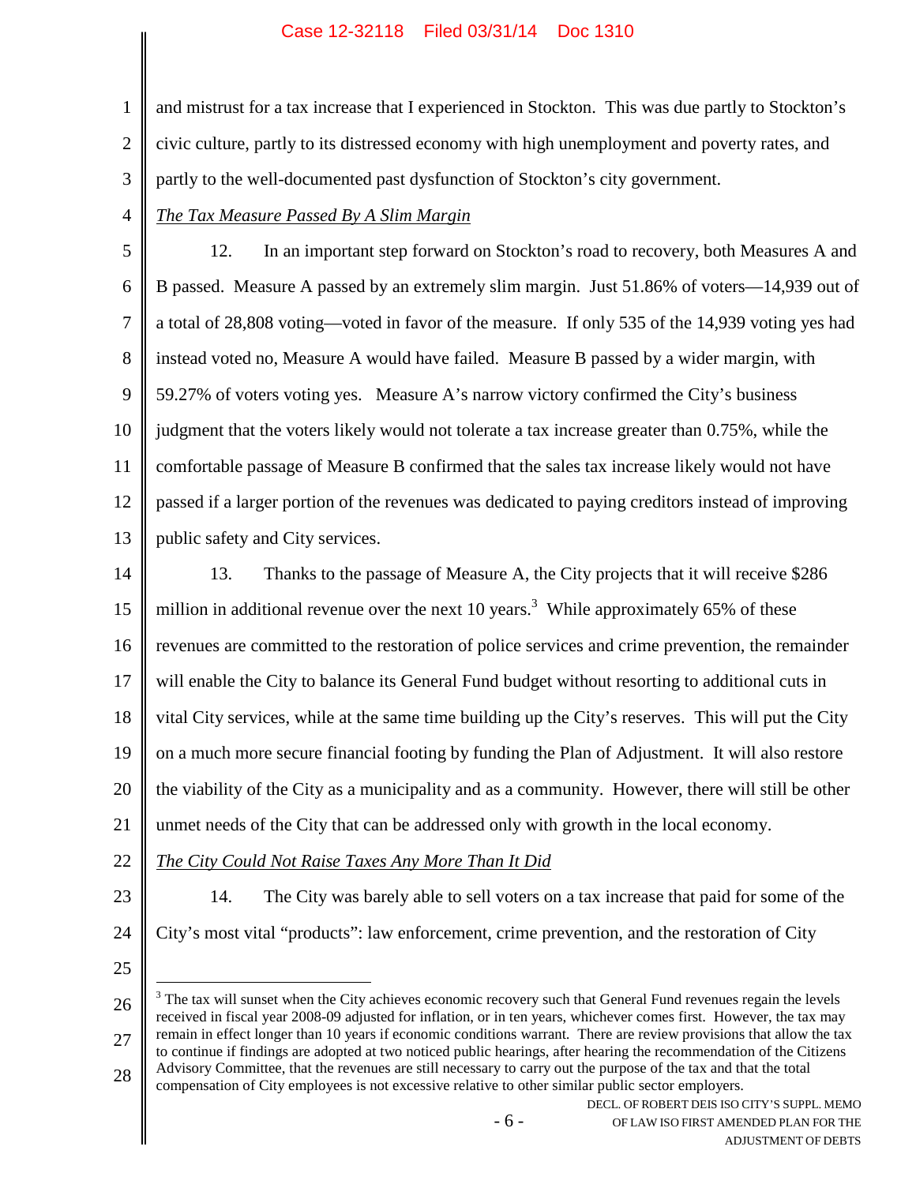and mistrust for a tax increase that I experienced in Stockton. This was due partly to Stockton's civic culture, partly to its distressed economy with high unemployment and poverty rates, and partly to the well-documented past dysfunction of Stockton's city government.

*The Tax Measure Passed By A Slim Margin*

12. In an important step forward on Stockton's road to recovery, both Measures A and B passed. Measure A passed by an extremely slim margin. Just 51.86% of voters—14,939 out of a total of 28,808 voting—voted in favor of the measure. If only 535 of the 14,939 voting yes had instead voted no, Measure A would have failed. Measure B passed by a wider margin, with 59.27% of voters voting yes. Measure A's narrow victory confirmed the City's business judgment that the voters likely would not tolerate a tax increase greater than 0.75%, while the comfortable passage of Measure B confirmed that the sales tax increase likely would not have passed if a larger portion of the revenues was dedicated to paying creditors instead of improving public safety and City services.

13. Thanks to the passage of Measure A, the City projects that it will receive $286 million in additional revenue over the next 10 years.[3] While approximately 65% of these revenues are committed to the restoration of police services and crime prevention, the remainder will enable the City to balance its General Fund budget without resorting to additional cuts in vital City services, while at the same time building up the City's reserves. This will put the City on a much more secure financial footing by funding the Plan of Adjustment. It will also restore the viability of the City as a municipality and as a community. However, there will still be other unmet needs of the City that can be addressed only with growth in the local economy.

*The City Could Not Raise Taxes Any More Than It Did*

14. The City was barely able to sell voters on a tax increase that paid for some of the City's most vital "products": law enforcement, crime prevention, and the restoration of City

[3] The tax will sunset when the City achieves economic recovery such that General Fund revenues regain the levels received in fiscal year 2008-09 adjusted for inflation, or in ten years, whichever comes first. However, the tax may remain in effect longer than 10 years if economic conditions warrant. There are review provisions that allow the tax to continue if findings are adopted at two noticed public hearings, after hearing the recommendation of the Citizens Advisory Committee, that the revenues are still necessary to carry out the purpose of the tax and that the total compensation of City employees is not excessive relative to other similar public sector employers.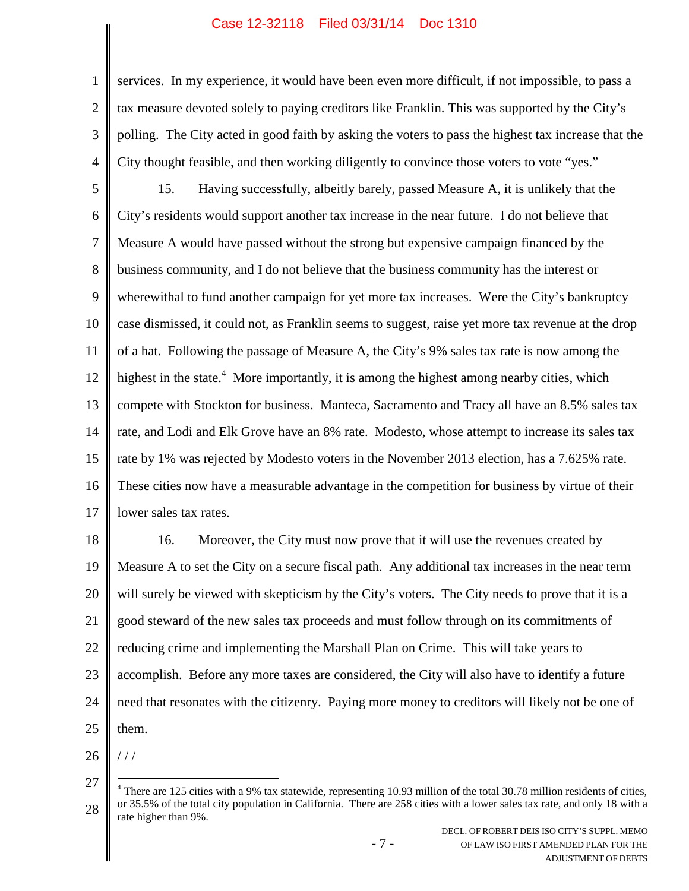services. In my experience, it would have been even more difficult, if not impossible, to pass a tax measure devoted solely to paying creditors like Franklin. This was supported by the City's polling. The City acted in good faith by asking the voters to pass the highest tax increase that the City thought feasible, and then working diligently to convince those voters to vote "yes."

15. Having successfully, albeitly barely, passed Measure A, it is unlikely that the City's residents would support another tax increase in the near future. I do not believe that Measure A would have passed without the strong but expensive campaign financed by the business community, and I do not believe that the business community has the interest or wherewithal to fund another campaign for yet more tax increases. Were the City's bankruptcy case dismissed, it could not, as Franklin seems to suggest, raise yet more tax revenue at the drop of a hat. Following the passage of Measure A, the City's 9% sales tax rate is now among the highest in the state.[4] More importantly, it is among the highest among nearby cities, which compete with Stockton for business. Manteca, Sacramento and Tracy all have an 8.5% sales tax rate, and Lodi and Elk Grove have an 8% rate. Modesto, whose attempt to increase its sales tax rate by 1% was rejected by Modesto voters in the November 2013 election, has a 7.625% rate. These cities now have a measurable advantage in the competition for business by virtue of their lower sales tax rates.

16. Moreover, the City must now prove that it will use the revenues created by Measure A to set the City on a secure fiscal path. Any additional tax increases in the near term will surely be viewed with skepticism by the City's voters. The City needs to prove that it is a good steward of the new sales tax proceeds and must follow through on its commitments of reducing crime and implementing the Marshall Plan on Crime. This will take years to accomplish. Before any more taxes are considered, the City will also have to identify a future need that resonates with the citizenry. Paying more money to creditors will likely not be one of them.

/ / /

[4] There are 125 cities with a 9% tax statewide, representing 10.93 million of the total 30.78 million residents of cities, or 35.5% of the total city population in California. There are 258 cities with a lower sales tax rate, and only 18 with a rate higher than 9%.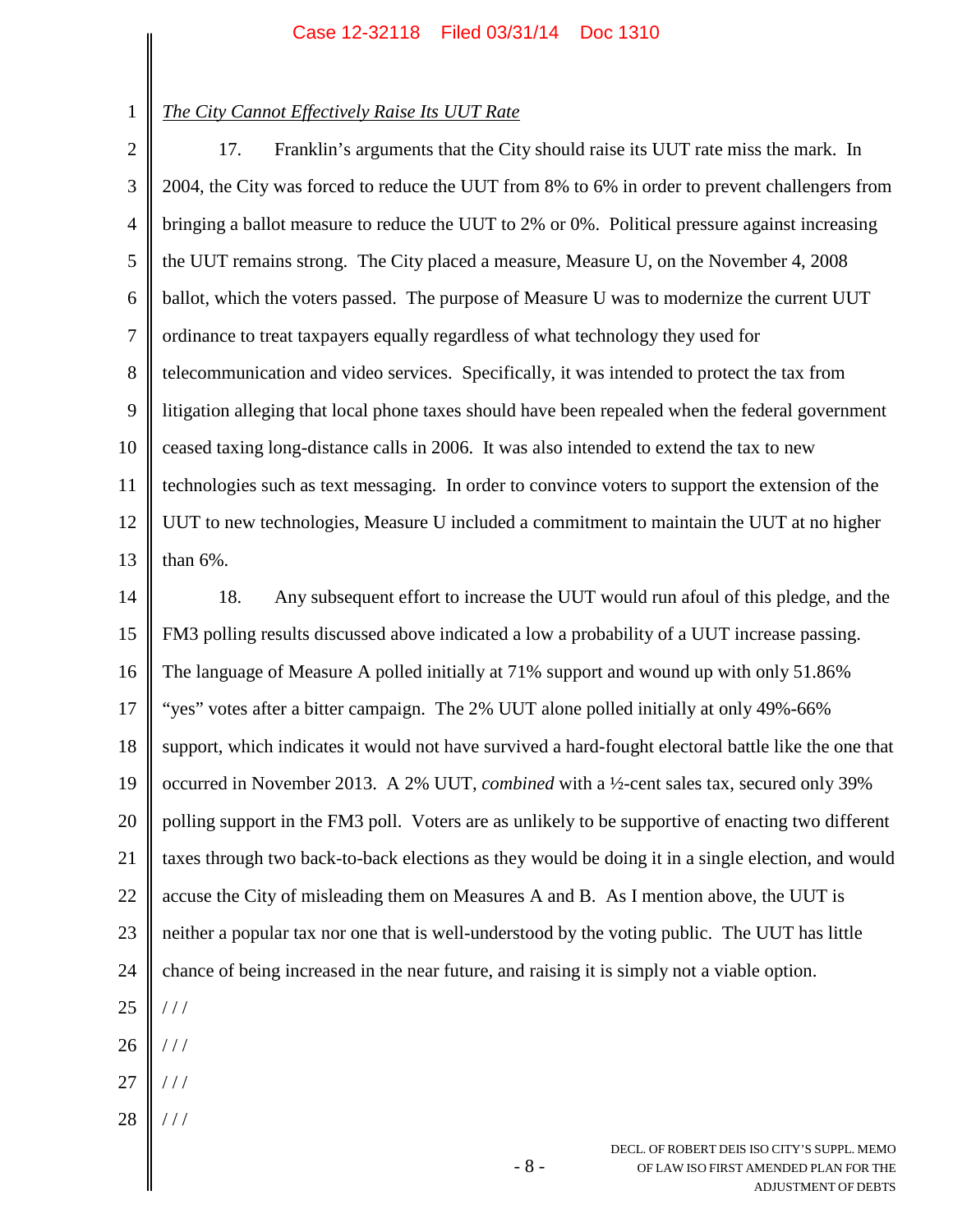*The City Cannot Effectively Raise Its UUT Rate*

17. Franklin's arguments that the City should raise its UUT rate miss the mark. In 2004, the City was forced to reduce the UUT from 8% to 6% in order to prevent challengers from bringing a ballot measure to reduce the UUT to 2% or 0%. Political pressure against increasing the UUT remains strong. The City placed a measure, Measure U, on the November 4, 2008 ballot, which the voters passed. The purpose of Measure U was to modernize the current UUT ordinance to treat taxpayers equally regardless of what technology they used for telecommunication and video services. Specifically, it was intended to protect the tax from litigation alleging that local phone taxes should have been repealed when the federal government ceased taxing long-distance calls in 2006. It was also intended to extend the tax to new technologies such as text messaging. In order to convince voters to support the extension of the UUT to new technologies, Measure U included a commitment to maintain the UUT at no higher than 6%.

18. Any subsequent effort to increase the UUT would run afoul of this pledge, and the FM3 polling results discussed above indicated a low a probability of a UUT increase passing. The language of Measure A polled initially at 71% support and wound up with only 51.86% "yes" votes after a bitter campaign. The 2% UUT alone polled initially at only 49%-66% support, which indicates it would not have survived a hard-fought electoral battle like the one that occurred in November 2013. A 2% UUT, *combined* with a ½-cent sales tax, secured only 39% polling support in the FM3 poll. Voters are as unlikely to be supportive of enacting two different taxes through two back-to-back elections as they would be doing it in a single election, and would accuse the City of misleading them on Measures A and B. As I mention above, the UUT is neither a popular tax nor one that is well-understood by the voting public. The UUT has little chance of being increased in the near future, and raising it is simply not a viable option.

/ / /

/ / /

/ / /

/ / /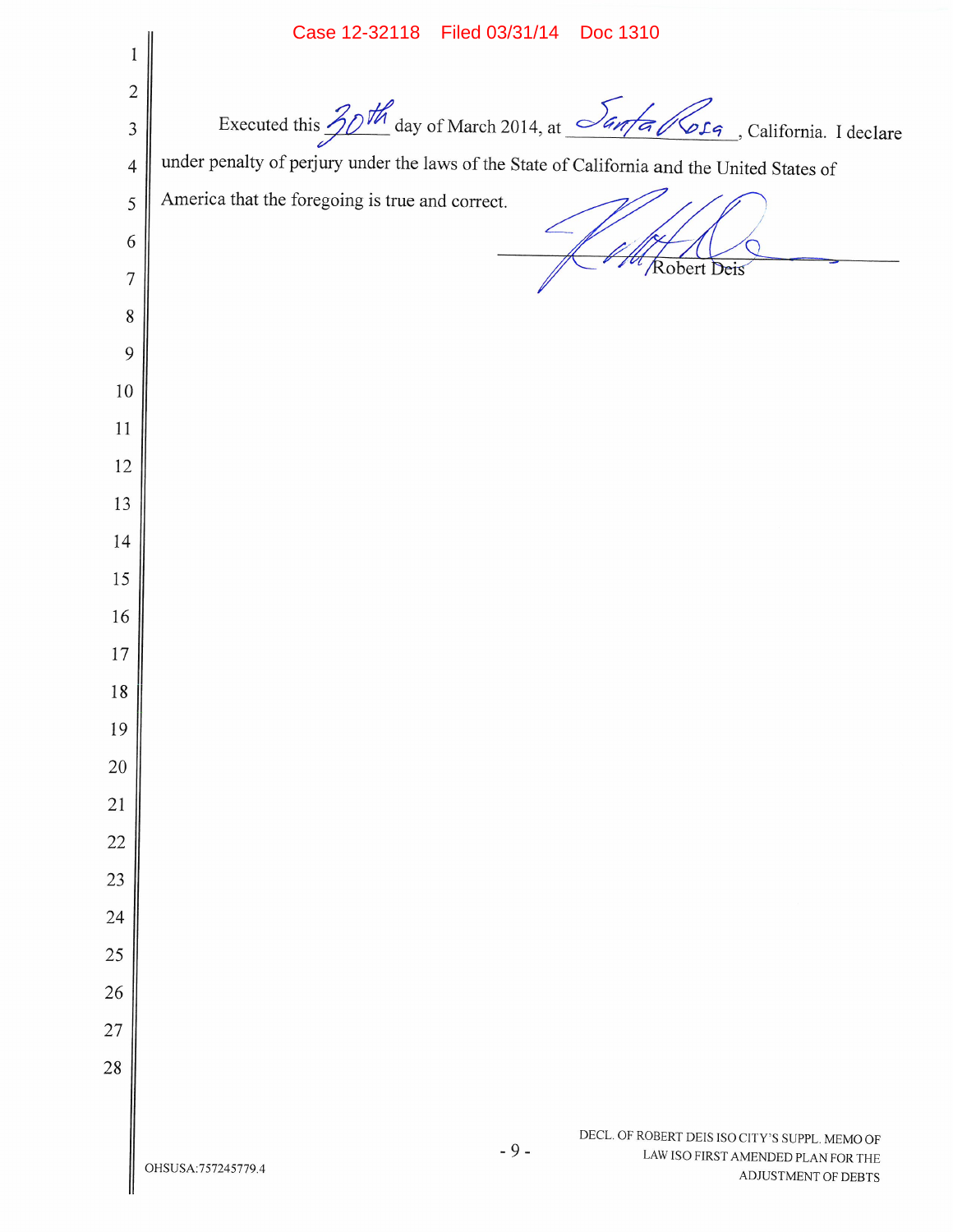Executed this 30th day of March 2014, at Santa Rosa, California. I declare under penalty of perjury under the laws of the State of California and the United States of America that the foregoing is true and correct.

/s/ Robert Deis

Robert Deis